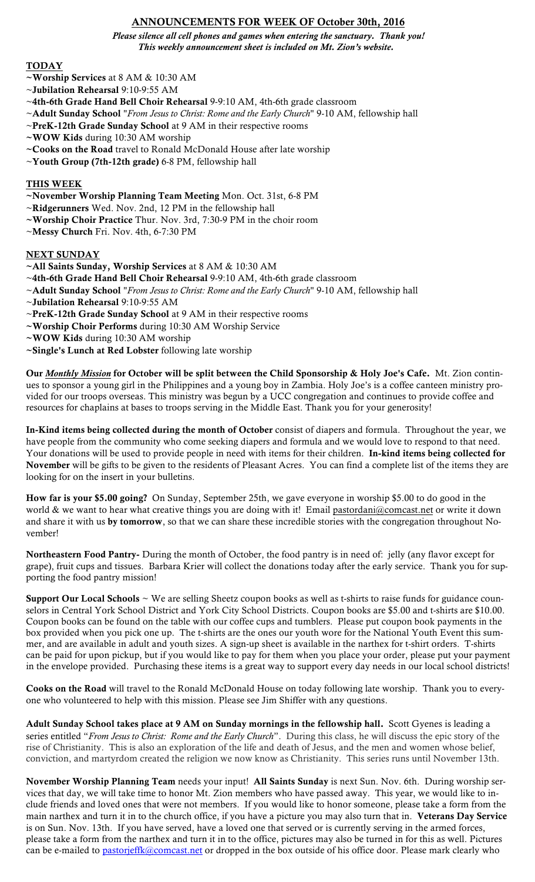## ANNOUNCEMENTS FOR WEEK OF October 30th, 2016

***Please silence all cell phones and games when entering the sanctuary. Thank you!***
***This weekly announcement sheet is included on Mt. Zion's website.***

### TODAY

~**Worship Services** at 8 AM & 10:30 AM
~**Jubilation Rehearsal** 9:10-9:55 AM
~**4th-6th Grade Hand Bell Choir Rehearsal** 9-9:10 AM, 4th-6th grade classroom
~**Adult Sunday School** "*From Jesus to Christ: Rome and the Early Church*" 9-10 AM, fellowship hall
~**PreK-12th Grade Sunday School** at 9 AM in their respective rooms
~**WOW Kids** during 10:30 AM worship
~**Cooks on the Road** travel to Ronald McDonald House after late worship
~**Youth Group (7th-12th grade)** 6-8 PM, fellowship hall

### THIS WEEK

~**November Worship Planning Team Meeting** Mon. Oct. 31st, 6-8 PM
~**Ridgerunners** Wed. Nov. 2nd, 12 PM in the fellowship hall
~**Worship Choir Practice** Thur. Nov. 3rd, 7:30-9 PM in the choir room
~**Messy Church** Fri. Nov. 4th, 6-7:30 PM

### NEXT SUNDAY

~**All Saints Sunday, Worship Services** at 8 AM & 10:30 AM
~**4th-6th Grade Hand Bell Choir Rehearsal** 9-9:10 AM, 4th-6th grade classroom
~**Adult Sunday School** "*From Jesus to Christ: Rome and the Early Church*" 9-10 AM, fellowship hall
~**Jubilation Rehearsal** 9:10-9:55 AM
~**PreK-12th Grade Sunday School** at 9 AM in their respective rooms
~**Worship Choir Performs** during 10:30 AM Worship Service
~**WOW Kids** during 10:30 AM worship
~**Single's Lunch at Red Lobster** following late worship

**Our *Monthly Mission* for October will be split between the Child Sponsorship & Holy Joe's Cafe.** Mt. Zion continues to sponsor a young girl in the Philippines and a young boy in Zambia. Holy Joe's is a coffee canteen ministry provided for our troops overseas. This ministry was begun by a UCC congregation and continues to provide coffee and resources for chaplains at bases to troops serving in the Middle East. Thank you for your generosity!

**In-Kind items being collected during the month of October** consist of diapers and formula. Throughout the year, we have people from the community who come seeking diapers and formula and we would love to respond to that need. Your donations will be used to provide people in need with items for their children. **In-kind items being collected for November** will be gifts to be given to the residents of Pleasant Acres. You can find a complete list of the items they are looking for on the insert in your bulletins.

**How far is your $5.00 going?** On Sunday, September 25th, we gave everyone in worship $5.00 to do good in the world & we want to hear what creative things you are doing with it! Email pastordani@comcast.net or write it down and share it with us **by tomorrow**, so that we can share these incredible stories with the congregation throughout November!

**Northeastern Food Pantry-** During the month of October, the food pantry is in need of: jelly (any flavor except for grape), fruit cups and tissues. Barbara Krier will collect the donations today after the early service. Thank you for supporting the food pantry mission!

**Support Our Local Schools** ~ We are selling Sheetz coupon books as well as t-shirts to raise funds for guidance counselors in Central York School District and York City School Districts. Coupon books are $5.00 and t-shirts are $10.00. Coupon books can be found on the table with our coffee cups and tumblers. Please put coupon book payments in the box provided when you pick one up. The t-shirts are the ones our youth wore for the National Youth Event this summer, and are available in adult and youth sizes. A sign-up sheet is available in the narthex for t-shirt orders. T-shirts can be paid for upon pickup, but if you would like to pay for them when you place your order, please put your payment in the envelope provided. Purchasing these items is a great way to support every day needs in our local school districts!

**Cooks on the Road** will travel to the Ronald McDonald House on today following late worship. Thank you to everyone who volunteered to help with this mission. Please see Jim Shiffer with any questions.

**Adult Sunday School takes place at 9 AM on Sunday mornings in the fellowship hall.** Scott Gyenes is leading a series entitled "*From Jesus to Christ: Rome and the Early Church*". During this class, he will discuss the epic story of the rise of Christianity. This is also an exploration of the life and death of Jesus, and the men and women whose belief, conviction, and martyrdom created the religion we now know as Christianity. This series runs until November 13th.

**November Worship Planning Team** needs your input! **All Saints Sunday** is next Sun. Nov. 6th. During worship services that day, we will take time to honor Mt. Zion members who have passed away. This year, we would like to include friends and loved ones that were not members. If you would like to honor someone, please take a form from the main narthex and turn it in to the church office, if you have a picture you may also turn that in. **Veterans Day Service** is on Sun. Nov. 13th. If you have served, have a loved one that served or is currently serving in the armed forces, please take a form from the narthex and turn it in to the office, pictures may also be turned in for this as well. Pictures can be e-mailed to pastorjeffk@comcast.net or dropped in the box outside of his office door. Please mark clearly who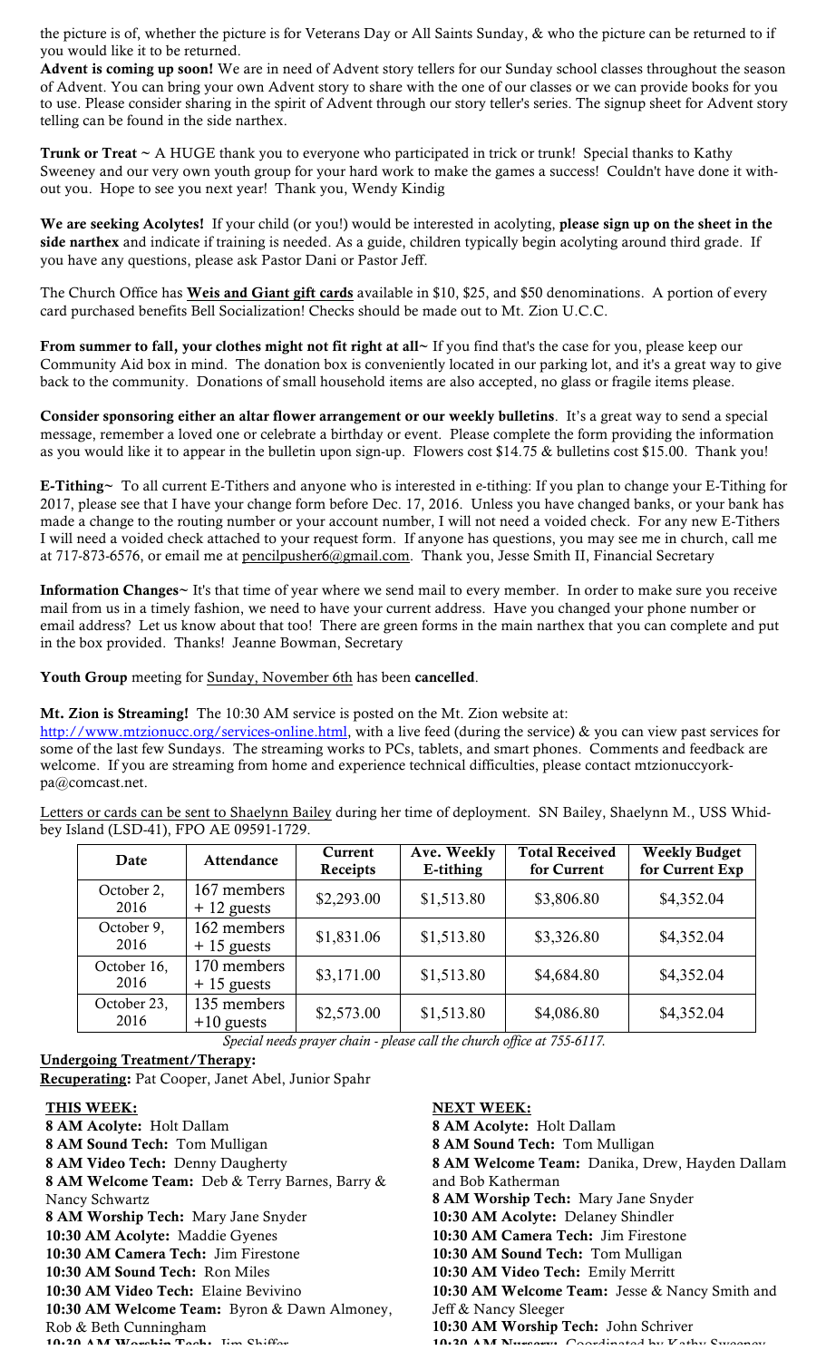the picture is of, whether the picture is for Veterans Day or All Saints Sunday, & who the picture can be returned to if you would like it to be returned.

**Advent is coming up soon!** We are in need of Advent story tellers for our Sunday school classes throughout the season of Advent. You can bring your own Advent story to share with the one of our classes or we can provide books for you to use. Please consider sharing in the spirit of Advent through our story teller's series. The signup sheet for Advent story telling can be found in the side narthex.

**Trunk or Treat ~** A HUGE thank you to everyone who participated in trick or trunk! Special thanks to Kathy Sweeney and our very own youth group for your hard work to make the games a success! Couldn't have done it without you. Hope to see you next year! Thank you, Wendy Kindig

**We are seeking Acolytes!** If your child (or you!) would be interested in acolyting, **please sign up on the sheet in the side narthex** and indicate if training is needed. As a guide, children typically begin acolyting around third grade. If you have any questions, please ask Pastor Dani or Pastor Jeff.

The Church Office has **Weis and Giant gift cards** available in $10, $25, and $50 denominations. A portion of every card purchased benefits Bell Socialization! Checks should be made out to Mt. Zion U.C.C.

**From summer to fall, your clothes might not fit right at all~** If you find that's the case for you, please keep our Community Aid box in mind. The donation box is conveniently located in our parking lot, and it's a great way to give back to the community. Donations of small household items are also accepted, no glass or fragile items please.

**Consider sponsoring either an altar flower arrangement or our weekly bulletins**. It's a great way to send a special message, remember a loved one or celebrate a birthday or event. Please complete the form providing the information as you would like it to appear in the bulletin upon sign-up. Flowers cost $14.75 & bulletins cost $15.00. Thank you!

**E-Tithing~** To all current E-Tithers and anyone who is interested in e-tithing: If you plan to change your E-Tithing for 2017, please see that I have your change form before Dec. 17, 2016. Unless you have changed banks, or your bank has made a change to the routing number or your account number, I will not need a voided check. For any new E-Tithers I will need a voided check attached to your request form. If anyone has questions, you may see me in church, call me at 717-873-6576, or email me at pencilpusher6@gmail.com. Thank you, Jesse Smith II, Financial Secretary

**Information Changes~** It's that time of year where we send mail to every member. In order to make sure you receive mail from us in a timely fashion, we need to have your current address. Have you changed your phone number or email address? Let us know about that too! There are green forms in the main narthex that you can complete and put in the box provided. Thanks! Jeanne Bowman, Secretary

**Youth Group** meeting for Sunday, November 6th has been **cancelled**.

**Mt. Zion is Streaming!** The 10:30 AM service is posted on the Mt. Zion website at: http://www.mtzionucc.org/services-online.html, with a live feed (during the service) & you can view past services for some of the last few Sundays. The streaming works to PCs, tablets, and smart phones. Comments and feedback are welcome. If you are streaming from home and experience technical difficulties, please contact mtzionuccyork-pa@comcast.net.

Letters or cards can be sent to Shaelynn Bailey during her time of deployment. SN Bailey, Shaelynn M., USS Whidbey Island (LSD-41), FPO AE 09591-1729.

| Date | Attendance | Current Receipts | Ave. Weekly E-tithing | Total Received for Current | Weekly Budget for Current Exp |
|---|---|---|---|---|---|
| October 2, 2016 | 167 members + 12 guests | $2,293.00 | $1,513.80 | $3,806.80 | $4,352.04 |
| October 9, 2016 | 162 members + 15 guests | $1,831.06 | $1,513.80 | $3,326.80 | $4,352.04 |
| October 16, 2016 | 170 members + 15 guests | $3,171.00 | $1,513.80 | $4,684.80 | $4,352.04 |
| October 23, 2016 | 135 members +10 guests | $2,573.00 | $1,513.80 | $4,086.80 | $4,352.04 |

*Special needs prayer chain - please call the church office at 755-6117.*

**Undergoing Treatment/Therapy:**

**Recuperating:** Pat Cooper, Janet Abel, Junior Spahr

**THIS WEEK:**

**8 AM Acolyte:** Holt Dallam
**8 AM Sound Tech:** Tom Mulligan
**8 AM Video Tech:** Denny Daugherty
**8 AM Welcome Team:** Deb & Terry Barnes, Barry & Nancy Schwartz
**8 AM Worship Tech:** Mary Jane Snyder
**10:30 AM Acolyte:** Maddie Gyenes
**10:30 AM Camera Tech:** Jim Firestone
**10:30 AM Sound Tech:** Ron Miles
**10:30 AM Video Tech:** Elaine Bevivino
**10:30 AM Welcome Team:** Byron & Dawn Almoney, Rob & Beth Cunningham
**10:30 AM Worship Tech:** Jim Shiffer

**NEXT WEEK:**

**8 AM Acolyte:** Holt Dallam
**8 AM Sound Tech:** Tom Mulligan
**8 AM Welcome Team:** Danika, Drew, Hayden Dallam and Bob Katherman
**8 AM Worship Tech:** Mary Jane Snyder
**10:30 AM Acolyte:** Delaney Shindler
**10:30 AM Camera Tech:** Jim Firestone
**10:30 AM Sound Tech:** Tom Mulligan
**10:30 AM Video Tech:** Emily Merritt
**10:30 AM Welcome Team:** Jesse & Nancy Smith and Jeff & Nancy Sleeger
**10:30 AM Worship Tech:** John Schriver
**10:30 AM Nursery:** Coordinated by Kathy Sweeney